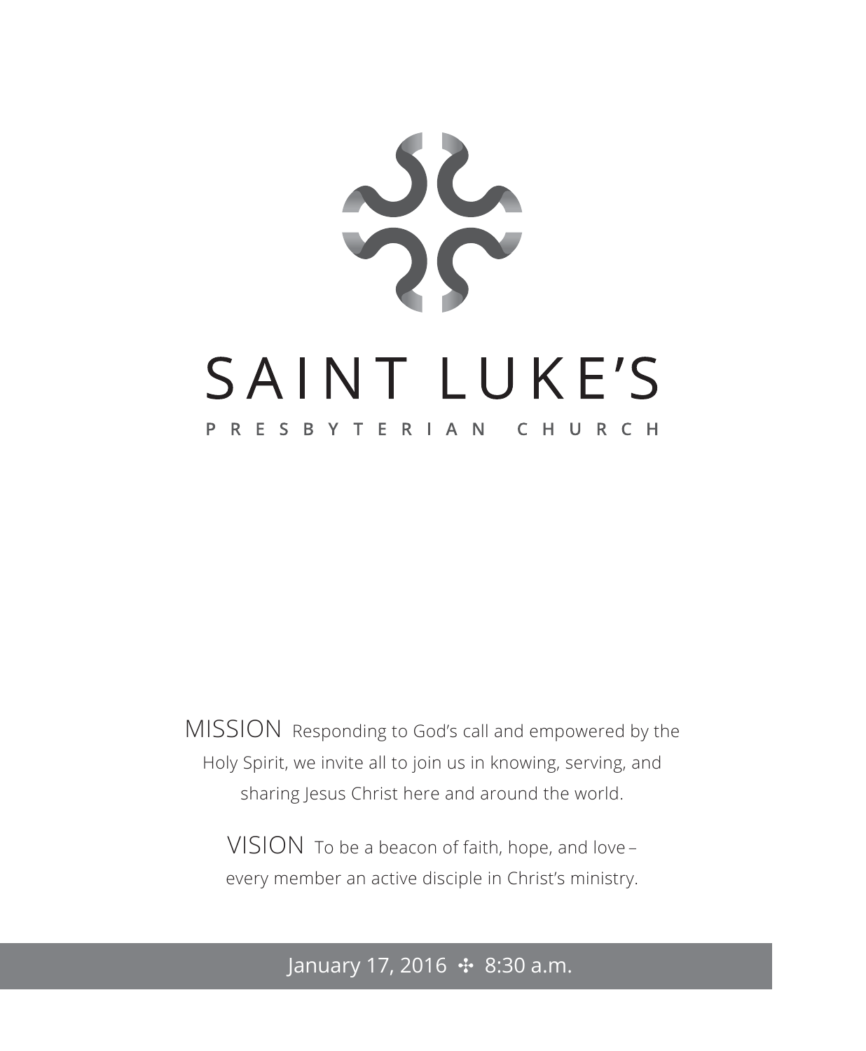# SAINT LUKE'S

## PRESBYTERIAN CHURCH

MISSION Responding to God's call and empowered by the Holy Spirit, we invite all to join us in knowing, serving, and sharing Jesus Christ here and around the world.

VISION To be a beacon of faith, hope, and love – every member an active disciple in Christ's ministry.

January 17, 2016 ✣ 8:30 a.m.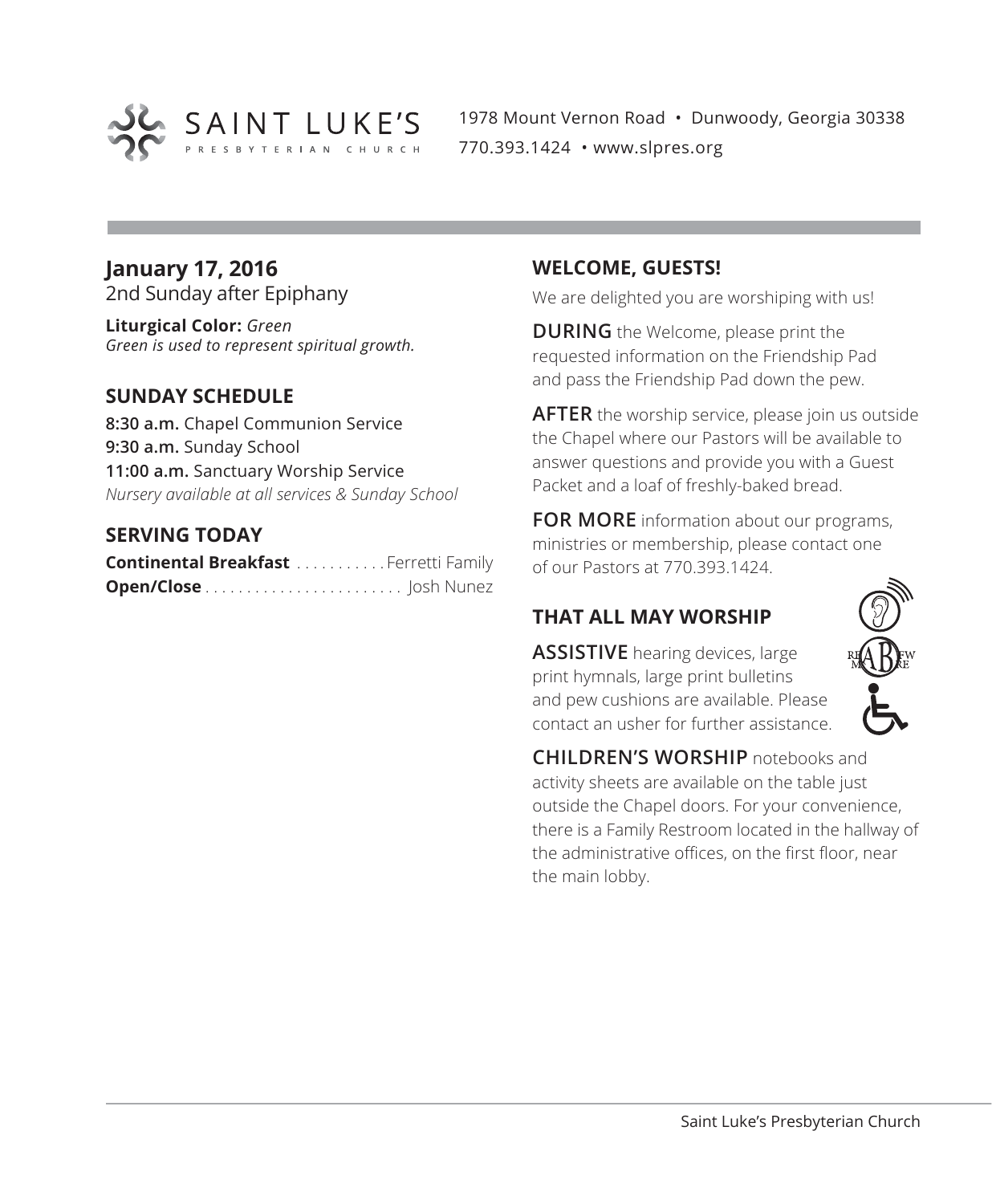SAINT LUKE'S
PRESBYTERIAN CHURCH

1978 Mount Vernon Road • Dunwoody, Georgia 30338
770.393.1424 • www.slpres.org

**January 17, 2016**
2nd Sunday after Epiphany

**Liturgical Color:** *Green*
*Green is used to represent spiritual growth.*

## SUNDAY SCHEDULE

**8:30 a.m.** Chapel Communion Service
**9:30 a.m.** Sunday School
**11:00 a.m.** Sanctuary Worship Service
*Nursery available at all services & Sunday School*

## SERVING TODAY

**Continental Breakfast** ........... Ferretti Family
**Open/Close** ........................ Josh Nunez

## WELCOME, GUESTS!

We are delighted you are worshiping with us!

**DURING** the Welcome, please print the requested information on the Friendship Pad and pass the Friendship Pad down the pew.

**AFTER** the worship service, please join us outside the Chapel where our Pastors will be available to answer questions and provide you with a Guest Packet and a loaf of freshly-baked bread.

**FOR MORE** information about our programs, ministries or membership, please contact one of our Pastors at 770.393.1424.

## THAT ALL MAY WORSHIP

**ASSISTIVE** hearing devices, large print hymnals, large print bulletins and pew cushions are available. Please contact an usher for further assistance.

**CHILDREN'S WORSHIP** notebooks and activity sheets are available on the table just outside the Chapel doors. For your convenience, there is a Family Restroom located in the hallway of the administrative offices, on the first floor, near the main lobby.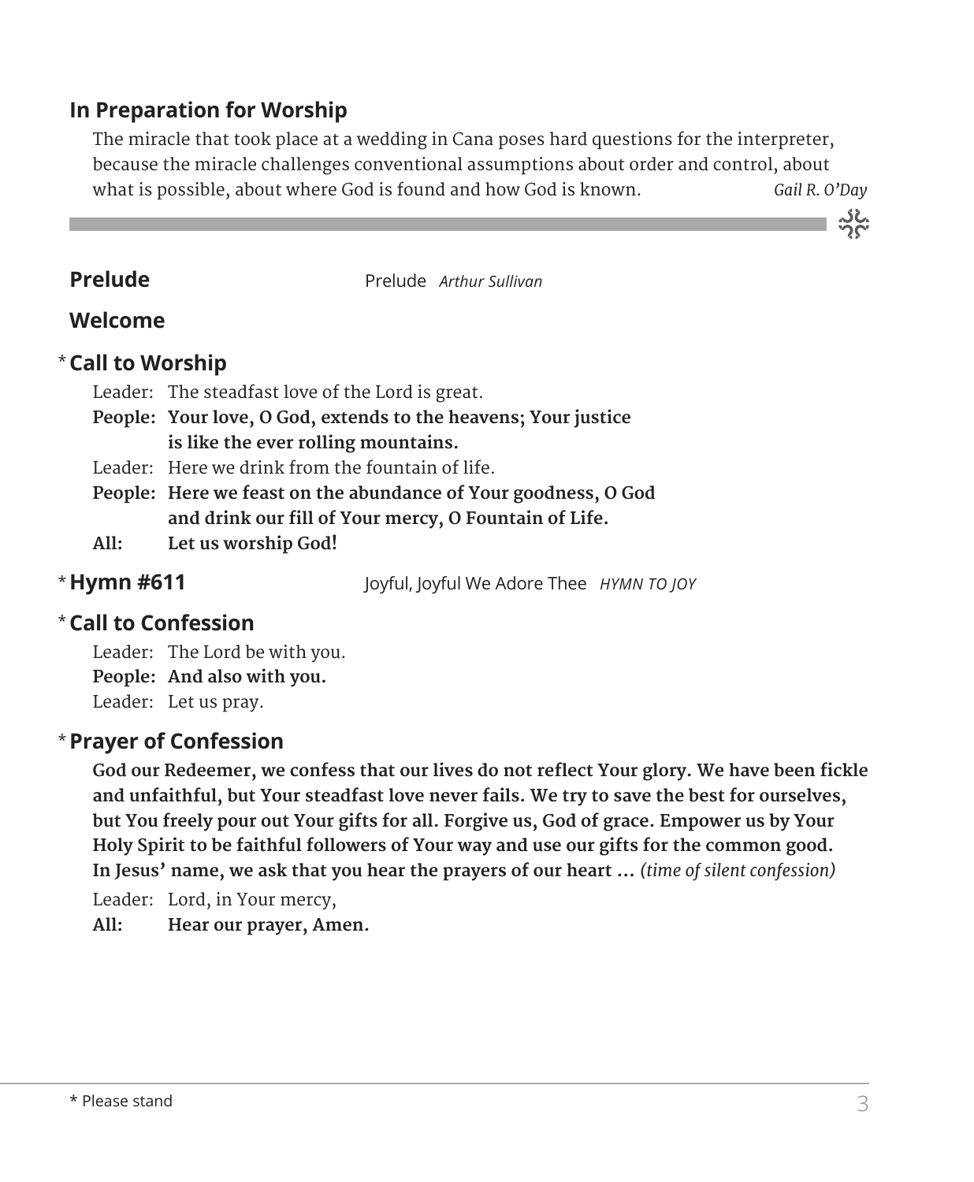## In Preparation for Worship

The miracle that took place at a wedding in Cana poses hard questions for the interpreter, because the miracle challenges conventional assumptions about order and control, about what is possible, about where God is found and how God is known. *Gail R. O'Day*

---

**Prelude** Prelude *Arthur Sullivan*

**Welcome**

\* **Call to Worship**

Leader: The steadfast love of the Lord is great.
**People: Your love, O God, extends to the heavens; Your justice is like the ever rolling mountains.**
Leader: Here we drink from the fountain of life.
**People: Here we feast on the abundance of Your goodness, O God and drink our fill of Your mercy, O Fountain of Life.**
**All: Let us worship God!**

\* **Hymn #611** Joyful, Joyful We Adore Thee *HYMN TO JOY*

\* **Call to Confession**

Leader: The Lord be with you.
**People: And also with you.**
Leader: Let us pray.

\* **Prayer of Confession**

**God our Redeemer, we confess that our lives do not reflect Your glory. We have been fickle and unfaithful, but Your steadfast love never fails. We try to save the best for ourselves, but You freely pour out Your gifts for all. Forgive us, God of grace. Empower us by Your Holy Spirit to be faithful followers of Your way and use our gifts for the common good. In Jesus' name, we ask that you hear the prayers of our heart …** *(time of silent confession)*

Leader: Lord, in Your mercy,
**All: Hear our prayer, Amen.**

\* Please stand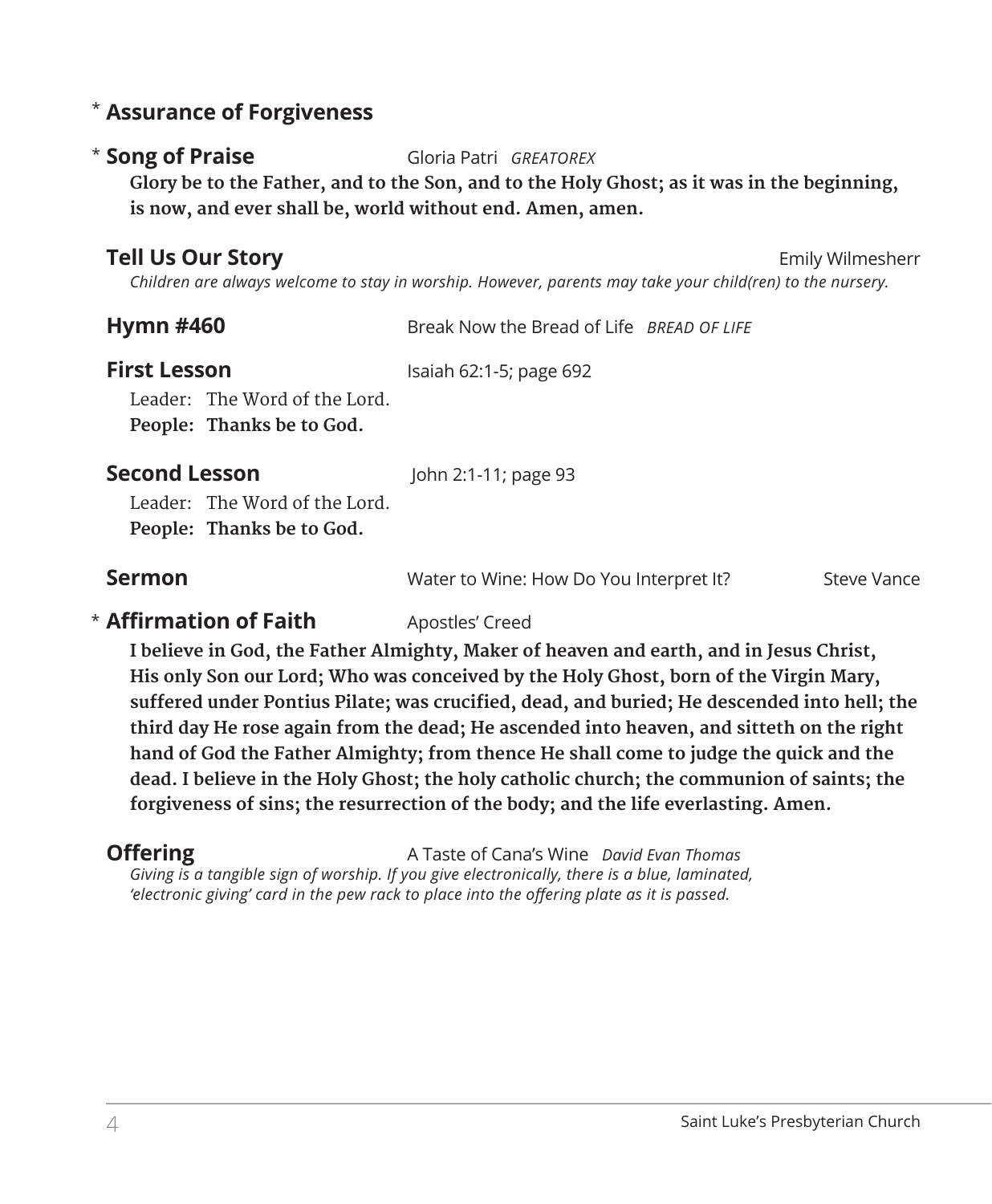\* **Assurance of Forgiveness**

\* **Song of Praise** Gloria Patri *GREATOREX*

**Glory be to the Father, and to the Son, and to the Holy Ghost; as it was in the beginning, is now, and ever shall be, world without end. Amen, amen.**

**Tell Us Our Story** Emily Wilmesherr

*Children are always welcome to stay in worship. However, parents may take your child(ren) to the nursery.*

**Hymn #460** Break Now the Bread of Life *BREAD OF LIFE*

**First Lesson** Isaiah 62:1-5; page 692

Leader: The Word of the Lord.
**People: Thanks be to God.**

**Second Lesson** John 2:1-11; page 93

Leader: The Word of the Lord.
**People: Thanks be to God.**

**Sermon** Water to Wine: How Do You Interpret It? Steve Vance

\* **Affirmation of Faith** Apostles' Creed

**I believe in God, the Father Almighty, Maker of heaven and earth, and in Jesus Christ, His only Son our Lord; Who was conceived by the Holy Ghost, born of the Virgin Mary, suffered under Pontius Pilate; was crucified, dead, and buried; He descended into hell; the third day He rose again from the dead; He ascended into heaven, and sitteth on the right hand of God the Father Almighty; from thence He shall come to judge the quick and the dead. I believe in the Holy Ghost; the holy catholic church; the communion of saints; the forgiveness of sins; the resurrection of the body; and the life everlasting. Amen.**

**Offering** A Taste of Cana's Wine *David Evan Thomas*

*Giving is a tangible sign of worship. If you give electronically, there is a blue, laminated, 'electronic giving' card in the pew rack to place into the offering plate as it is passed.*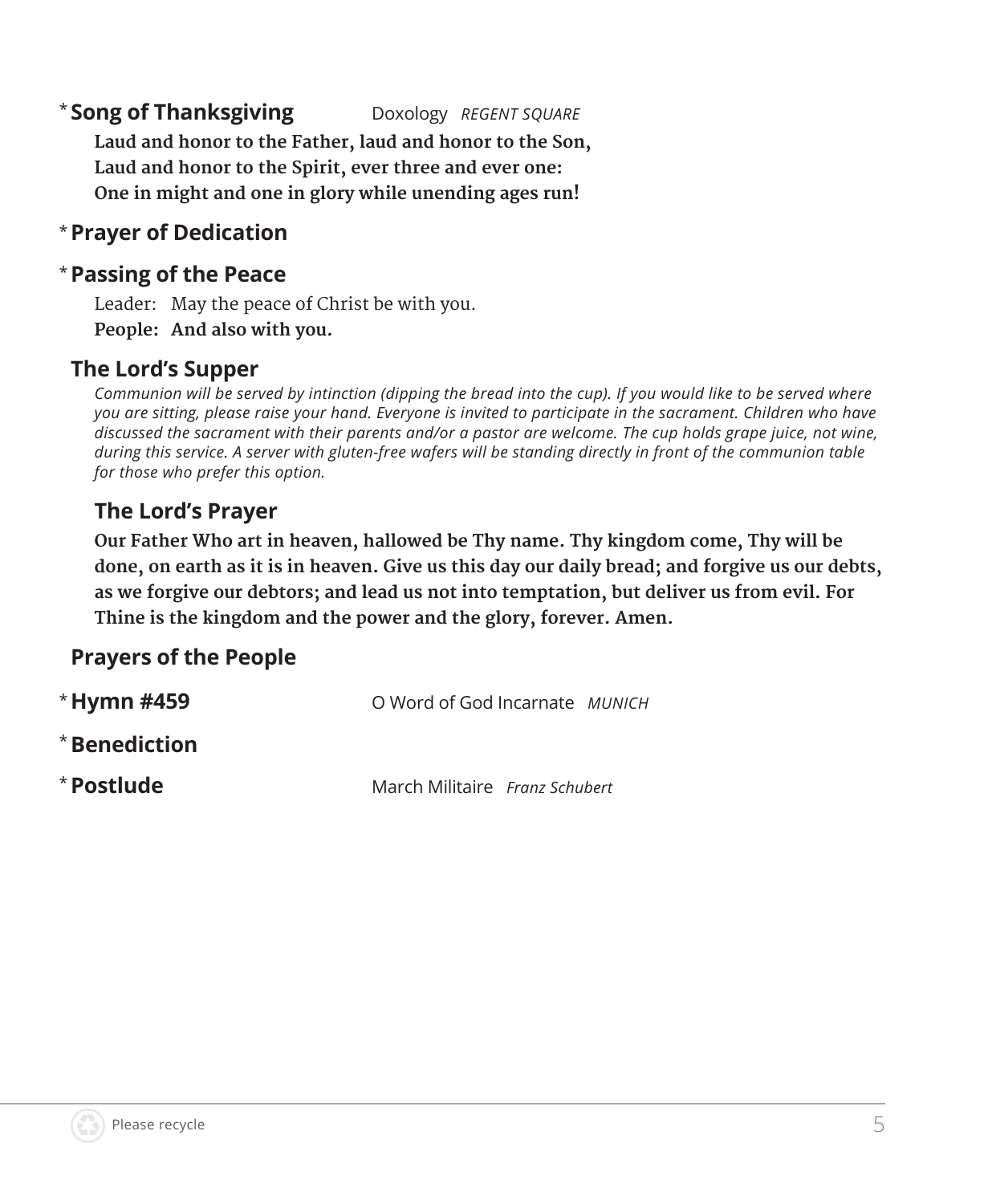### *Song of Thanksgiving — Doxology *REGENT SQUARE*

**Laud and honor to the Father, laud and honor to the Son,**
**Laud and honor to the Spirit, ever three and ever one:**
**One in might and one in glory while unending ages run!**

### *Prayer of Dedication

### *Passing of the Peace

Leader: May the peace of Christ be with you.
**People: And also with you.**

### The Lord's Supper

*Communion will be served by intinction (dipping the bread into the cup). If you would like to be served where you are sitting, please raise your hand. Everyone is invited to participate in the sacrament. Children who have discussed the sacrament with their parents and/or a pastor are welcome. The cup holds grape juice, not wine, during this service. A server with gluten-free wafers will be standing directly in front of the communion table for those who prefer this option.*

#### The Lord's Prayer

**Our Father Who art in heaven, hallowed be Thy name. Thy kingdom come, Thy will be done, on earth as it is in heaven. Give us this day our daily bread; and forgive us our debts, as we forgive our debtors; and lead us not into temptation, but deliver us from evil. For Thine is the kingdom and the power and the glory, forever. Amen.**

### Prayers of the People

### *Hymn #459 — O Word of God Incarnate *MUNICH*

### *Benediction

### *Postlude — March Militaire *Franz Schubert*

Please recycle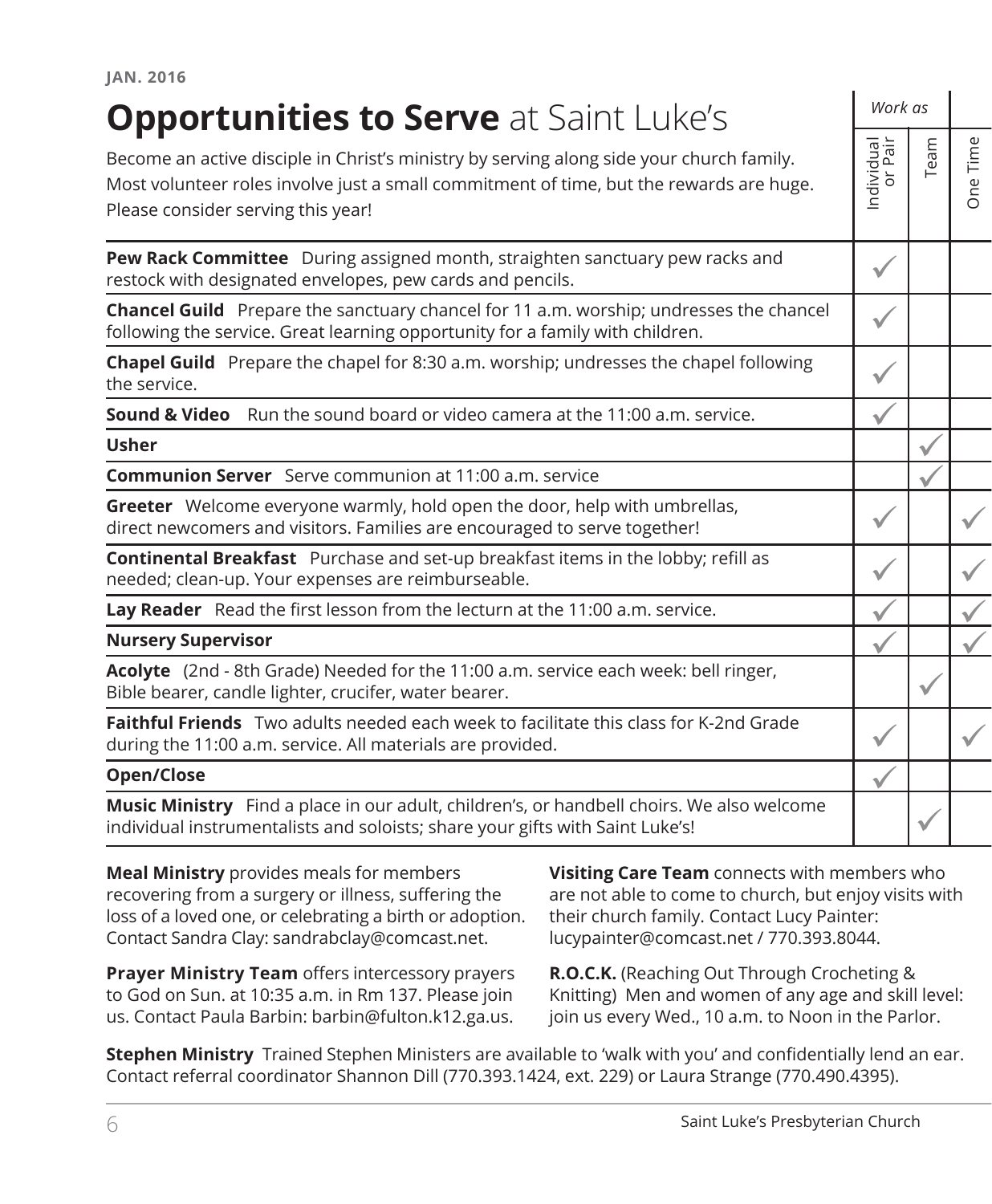JAN. 2016

# **Opportunities to Serve** at Saint Luke's

Become an active disciple in Christ's ministry by serving along side your church family. Most volunteer roles involve just a small commitment of time, but the rewards are huge. Please consider serving this year!

| | *Work as* | | |
|---|---|---|---|
| | Individual or Pair | Team | One Time |
| **Pew Rack Committee** During assigned month, straighten sanctuary pew racks and restock with designated envelopes, pew cards and pencils. | ✓ | | |
| **Chancel Guild** Prepare the sanctuary chancel for 11 a.m. worship; undresses the chancel following the service. Great learning opportunity for a family with children. | ✓ | | |
| **Chapel Guild** Prepare the chapel for 8:30 a.m. worship; undresses the chapel following the service. | ✓ | | |
| **Sound & Video** Run the sound board or video camera at the 11:00 a.m. service. | ✓ | | |
| **Usher** | | ✓ | |
| **Communion Server** Serve communion at 11:00 a.m. service | | ✓ | |
| **Greeter** Welcome everyone warmly, hold open the door, help with umbrellas, direct newcomers and visitors. Families are encouraged to serve together! | ✓ | | ✓ |
| **Continental Breakfast** Purchase and set-up breakfast items in the lobby; refill as needed; clean-up. Your expenses are reimburseable. | ✓ | | ✓ |
| **Lay Reader** Read the first lesson from the lecturn at the 11:00 a.m. service. | ✓ | | ✓ |
| **Nursery Supervisor** | ✓ | | ✓ |
| **Acolyte** (2nd - 8th Grade) Needed for the 11:00 a.m. service each week: bell ringer, Bible bearer, candle lighter, crucifer, water bearer. | | ✓ | |
| **Faithful Friends** Two adults needed each week to facilitate this class for K-2nd Grade during the 11:00 a.m. service. All materials are provided. | ✓ | | ✓ |
| **Open/Close** | ✓ | | |
| **Music Ministry** Find a place in our adult, children's, or handbell choirs. We also welcome individual instrumentalists and soloists; share your gifts with Saint Luke's! | | ✓ | |

**Meal Ministry** provides meals for members recovering from a surgery or illness, suffering the loss of a loved one, or celebrating a birth or adoption. Contact Sandra Clay: sandrabclay@comcast.net.

**Prayer Ministry Team** offers intercessory prayers to God on Sun. at 10:35 a.m. in Rm 137. Please join us. Contact Paula Barbin: barbin@fulton.k12.ga.us.

**Visiting Care Team** connects with members who are not able to come to church, but enjoy visits with their church family. Contact Lucy Painter: lucypainter@comcast.net / 770.393.8044.

**R.O.C.K.** (Reaching Out Through Crocheting & Knitting) Men and women of any age and skill level: join us every Wed., 10 a.m. to Noon in the Parlor.

**Stephen Ministry** Trained Stephen Ministers are available to 'walk with you' and confidentially lend an ear. Contact referral coordinator Shannon Dill (770.393.1424, ext. 229) or Laura Strange (770.490.4395).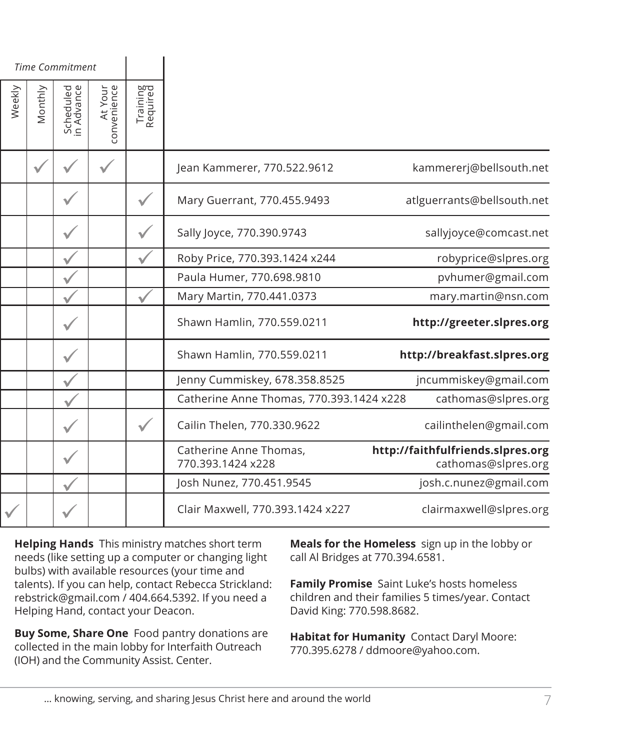| *Time Commitment* | | | | | | |
|---|---|---|---|---|---|---|
| Weekly | Monthly | Scheduled in Advance | At Your convenience | Training Required | | |
| | ✓ | ✓ | ✓ | | Jean Kammerer, 770.522.9612 | kammererj@bellsouth.net |
| | | ✓ | | ✓ | Mary Guerrant, 770.455.9493 | atlguerrants@bellsouth.net |
| | | ✓ | | ✓ | Sally Joyce, 770.390.9743 | sallyjoyce@comcast.net |
| | | ✓ | | ✓ | Roby Price, 770.393.1424 x244 | robyprice@slpres.org |
| | | ✓ | | | Paula Humer, 770.698.9810 | pvhumer@gmail.com |
| | | ✓ | | ✓ | Mary Martin, 770.441.0373 | mary.martin@nsn.com |
| | | ✓ | | | Shawn Hamlin, 770.559.0211 | **http://greeter.slpres.org** |
| | | ✓ | | | Shawn Hamlin, 770.559.0211 | **http://breakfast.slpres.org** |
| | | ✓ | | | Jenny Cummiskey, 678.358.8525 | jncummiskey@gmail.com |
| | | ✓ | | | Catherine Anne Thomas, 770.393.1424 x228 | cathomas@slpres.org |
| | | ✓ | | ✓ | Cailin Thelen, 770.330.9622 | cailinthelen@gmail.com |
| | | ✓ | | | Catherine Anne Thomas, 770.393.1424 x228 | **http://faithfulfriends.slpres.org** cathomas@slpres.org |
| | | ✓ | | | Josh Nunez, 770.451.9545 | josh.c.nunez@gmail.com |
| ✓ | | ✓ | | | Clair Maxwell, 770.393.1424 x227 | clairmaxwell@slpres.org |

**Helping Hands** This ministry matches short term needs (like setting up a computer or changing light bulbs) with available resources (your time and talents). If you can help, contact Rebecca Strickland: rebstrick@gmail.com / 404.664.5392. If you need a Helping Hand, contact your Deacon.

**Buy Some, Share One** Food pantry donations are collected in the main lobby for Interfaith Outreach (IOH) and the Community Assist. Center.

**Meals for the Homeless** sign up in the lobby or call Al Bridges at 770.394.6581.

**Family Promise** Saint Luke's hosts homeless children and their families 5 times/year. Contact David King: 770.598.8682.

**Habitat for Humanity** Contact Daryl Moore: 770.395.6278 / ddmoore@yahoo.com.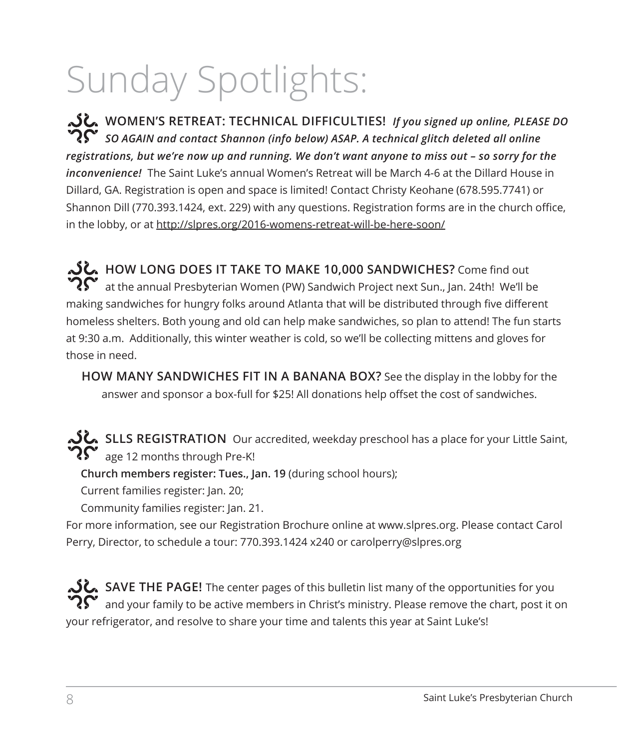# Sunday Spotlights:

**WOMEN'S RETREAT: TECHNICAL DIFFICULTIES!** ***If you signed up online, PLEASE DO SO AGAIN and contact Shannon (info below) ASAP. A technical glitch deleted all online registrations, but we're now up and running. We don't want anyone to miss out – so sorry for the inconvenience!*** The Saint Luke's annual Women's Retreat will be March 4-6 at the Dillard House in Dillard, GA. Registration is open and space is limited! Contact Christy Keohane (678.595.7741) or Shannon Dill (770.393.1424, ext. 229) with any questions. Registration forms are in the church office, in the lobby, or at http://slpres.org/2016-womens-retreat-will-be-here-soon/

**HOW LONG DOES IT TAKE TO MAKE 10,000 SANDWICHES?** Come find out at the annual Presbyterian Women (PW) Sandwich Project next Sun., Jan. 24th! We'll be making sandwiches for hungry folks around Atlanta that will be distributed through five different homeless shelters. Both young and old can help make sandwiches, so plan to attend! The fun starts at 9:30 a.m. Additionally, this winter weather is cold, so we'll be collecting mittens and gloves for those in need.

**HOW MANY SANDWICHES FIT IN A BANANA BOX?** See the display in the lobby for the answer and sponsor a box-full for $25! All donations help offset the cost of sandwiches.

**SLLS REGISTRATION** Our accredited, weekday preschool has a place for your Little Saint, age 12 months through Pre-K!

**Church members register: Tues., Jan. 19** (during school hours);

Current families register: Jan. 20;

Community families register: Jan. 21.

For more information, see our Registration Brochure online at www.slpres.org. Please contact Carol Perry, Director, to schedule a tour: 770.393.1424 x240 or carolperry@slpres.org

**SAVE THE PAGE!** The center pages of this bulletin list many of the opportunities for you and your family to be active members in Christ's ministry. Please remove the chart, post it on your refrigerator, and resolve to share your time and talents this year at Saint Luke's!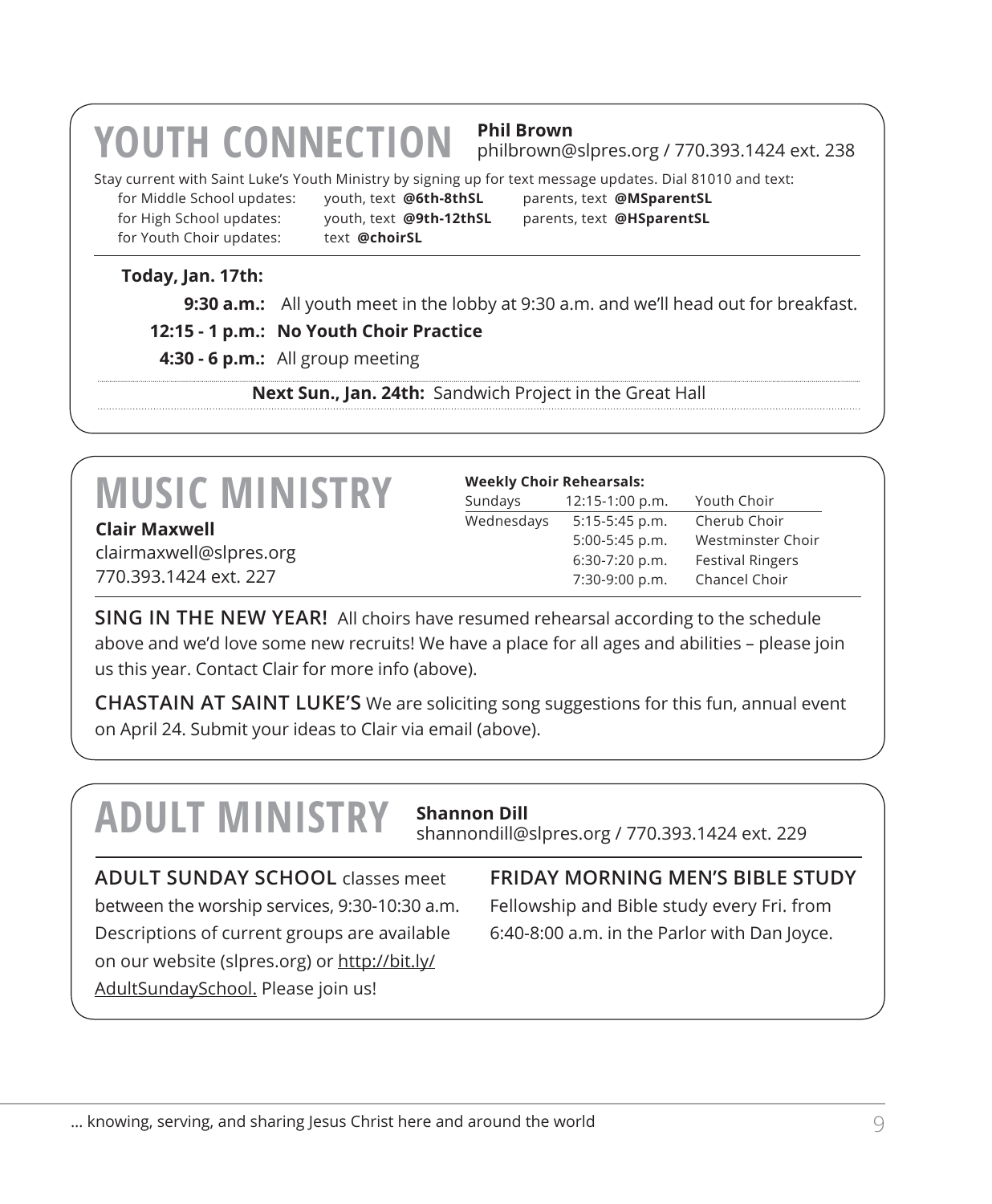# YOUTH CONNECTION

**Phil Brown**
philbrown@slpres.org / 770.393.1424 ext. 238

Stay current with Saint Luke's Youth Ministry by signing up for text message updates. Dial 81010 and text:

| | | |
|---|---|---|
| for Middle School updates: | youth, text **@6th-8thSL** | parents, text **@MSparentSL** |
| for High School updates: | youth, text **@9th-12thSL** | parents, text **@HSparentSL** |
| for Youth Choir updates: | text **@choirSL** | |

**Today, Jan. 17th:**

**9:30 a.m.:** All youth meet in the lobby at 9:30 a.m. and we'll head out for breakfast.

**12:15 - 1 p.m.: No Youth Choir Practice**

**4:30 - 6 p.m.:** All group meeting

**Next Sun., Jan. 24th:** Sandwich Project in the Great Hall

# MUSIC MINISTRY

**Clair Maxwell**
clairmaxwell@slpres.org
770.393.1424 ext. 227

**Weekly Choir Rehearsals:**

| | | |
|---|---|---|
| Sundays | 12:15-1:00 p.m. | Youth Choir |
| Wednesdays | 5:15-5:45 p.m. | Cherub Choir |
| | 5:00-5:45 p.m. | Westminster Choir |
| | 6:30-7:20 p.m. | Festival Ringers |
| | 7:30-9:00 p.m. | Chancel Choir |

**SING IN THE NEW YEAR!** All choirs have resumed rehearsal according to the schedule above and we'd love some new recruits! We have a place for all ages and abilities – please join us this year. Contact Clair for more info (above).

**CHASTAIN AT SAINT LUKE'S** We are soliciting song suggestions for this fun, annual event on April 24. Submit your ideas to Clair via email (above).

# ADULT MINISTRY

**Shannon Dill**
shannondill@slpres.org / 770.393.1424 ext. 229

**ADULT SUNDAY SCHOOL** classes meet between the worship services, 9:30-10:30 a.m. Descriptions of current groups are available on our website (slpres.org) or http://bit.ly/AdultSundaySchool. Please join us!

**FRIDAY MORNING MEN'S BIBLE STUDY**

Fellowship and Bible study every Fri. from 6:40-8:00 a.m. in the Parlor with Dan Joyce.

… knowing, serving, and sharing Jesus Christ here and around the world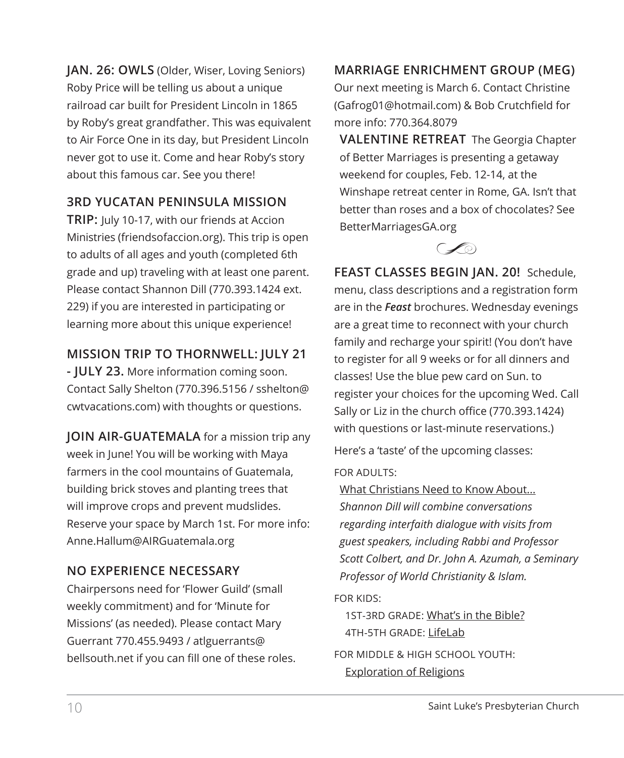**JAN. 26: OWLS** (Older, Wiser, Loving Seniors) Roby Price will be telling us about a unique railroad car built for President Lincoln in 1865 by Roby's great grandfather. This was equivalent to Air Force One in its day, but President Lincoln never got to use it. Come and hear Roby's story about this famous car. See you there!

**3RD YUCATAN PENINSULA MISSION TRIP:** July 10-17, with our friends at Accion Ministries (friendsofaccion.org). This trip is open to adults of all ages and youth (completed 6th grade and up) traveling with at least one parent. Please contact Shannon Dill (770.393.1424 ext. 229) if you are interested in participating or learning more about this unique experience!

**MISSION TRIP TO THORNWELL: JULY 21 - JULY 23.** More information coming soon. Contact Sally Shelton (770.396.5156 / sshelton@cwtvacations.com) with thoughts or questions.

**JOIN AIR-GUATEMALA** for a mission trip any week in June! You will be working with Maya farmers in the cool mountains of Guatemala, building brick stoves and planting trees that will improve crops and prevent mudslides. Reserve your space by March 1st. For more info: Anne.Hallum@AIRGuatemala.org

**NO EXPERIENCE NECESSARY**

Chairpersons need for 'Flower Guild' (small weekly commitment) and for 'Minute for Missions' (as needed). Please contact Mary Guerrant 770.455.9493 / atlguerrants@bellsouth.net if you can fill one of these roles.

**MARRIAGE ENRICHMENT GROUP (MEG)**

Our next meeting is March 6. Contact Christine (Gafrog01@hotmail.com) & Bob Crutchfield for more info: 770.364.8079

**VALENTINE RETREAT** The Georgia Chapter of Better Marriages is presenting a getaway weekend for couples, Feb. 12-14, at the Winshape retreat center in Rome, GA. Isn't that better than roses and a box of chocolates? See BetterMarriagesGA.org

**FEAST CLASSES BEGIN JAN. 20!** Schedule, menu, class descriptions and a registration form are in the ***Feast*** brochures. Wednesday evenings are a great time to reconnect with your church family and recharge your spirit! (You don't have to register for all 9 weeks or for all dinners and classes! Use the blue pew card on Sun. to register your choices for the upcoming Wed. Call Sally or Liz in the church office (770.393.1424) with questions or last-minute reservations.)

Here's a 'taste' of the upcoming classes:

FOR ADULTS:

What Christians Need to Know About...
*Shannon Dill will combine conversations regarding interfaith dialogue with visits from guest speakers, including Rabbi and Professor Scott Colbert, and Dr. John A. Azumah, a Seminary Professor of World Christianity & Islam.*

FOR KIDS:

1ST-3RD GRADE: What's in the Bible?
4TH-5TH GRADE: LifeLab

FOR MIDDLE & HIGH SCHOOL YOUTH:

Exploration of Religions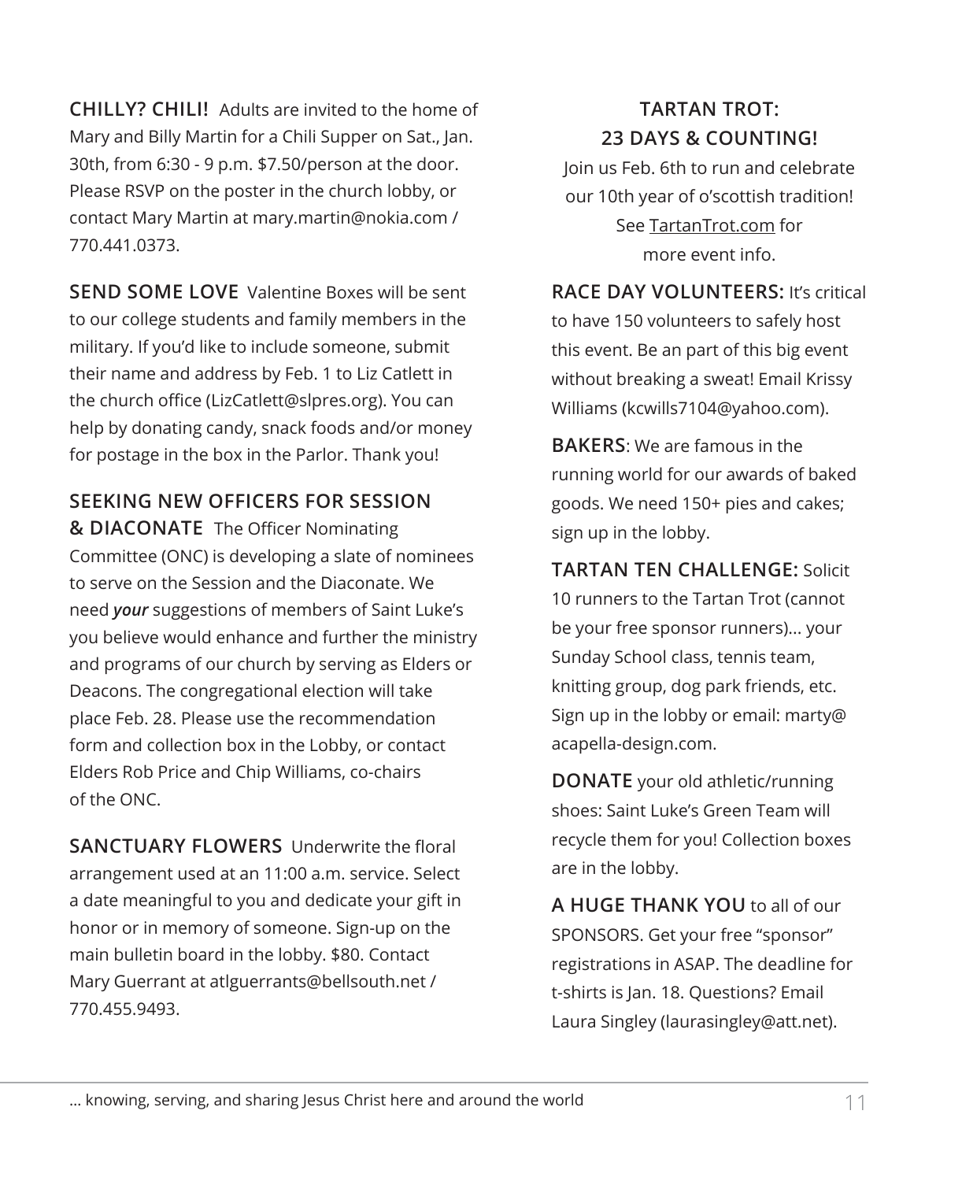**CHILLY? CHILI!** Adults are invited to the home of Mary and Billy Martin for a Chili Supper on Sat., Jan. 30th, from 6:30 - 9 p.m. $7.50/person at the door. Please RSVP on the poster in the church lobby, or contact Mary Martin at mary.martin@nokia.com / 770.441.0373.

**SEND SOME LOVE** Valentine Boxes will be sent to our college students and family members in the military. If you'd like to include someone, submit their name and address by Feb. 1 to Liz Catlett in the church office (LizCatlett@slpres.org). You can help by donating candy, snack foods and/or money for postage in the box in the Parlor. Thank you!

**SEEKING NEW OFFICERS FOR SESSION & DIACONATE** The Officer Nominating Committee (ONC) is developing a slate of nominees to serve on the Session and the Diaconate. We need ***your*** suggestions of members of Saint Luke's you believe would enhance and further the ministry and programs of our church by serving as Elders or Deacons. The congregational election will take place Feb. 28. Please use the recommendation form and collection box in the Lobby, or contact Elders Rob Price and Chip Williams, co-chairs of the ONC.

**SANCTUARY FLOWERS** Underwrite the floral arrangement used at an 11:00 a.m. service. Select a date meaningful to you and dedicate your gift in honor or in memory of someone. Sign-up on the main bulletin board in the lobby. $80. Contact Mary Guerrant at atlguerrants@bellsouth.net / 770.455.9493.

## TARTAN TROT: 23 DAYS & COUNTING!

Join us Feb. 6th to run and celebrate our 10th year of o'scottish tradition! See TartanTrot.com for more event info.

**RACE DAY VOLUNTEERS:** It's critical to have 150 volunteers to safely host this event. Be an part of this big event without breaking a sweat! Email Krissy Williams (kcwills7104@yahoo.com).

**BAKERS**: We are famous in the running world for our awards of baked goods. We need 150+ pies and cakes; sign up in the lobby.

**TARTAN TEN CHALLENGE:** Solicit 10 runners to the Tartan Trot (cannot be your free sponsor runners)... your Sunday School class, tennis team, knitting group, dog park friends, etc. Sign up in the lobby or email: marty@acapella-design.com.

**DONATE** your old athletic/running shoes: Saint Luke's Green Team will recycle them for you! Collection boxes are in the lobby.

**A HUGE THANK YOU** to all of our SPONSORS. Get your free "sponsor" registrations in ASAP. The deadline for t-shirts is Jan. 18. Questions? Email Laura Singley (laurasingley@att.net).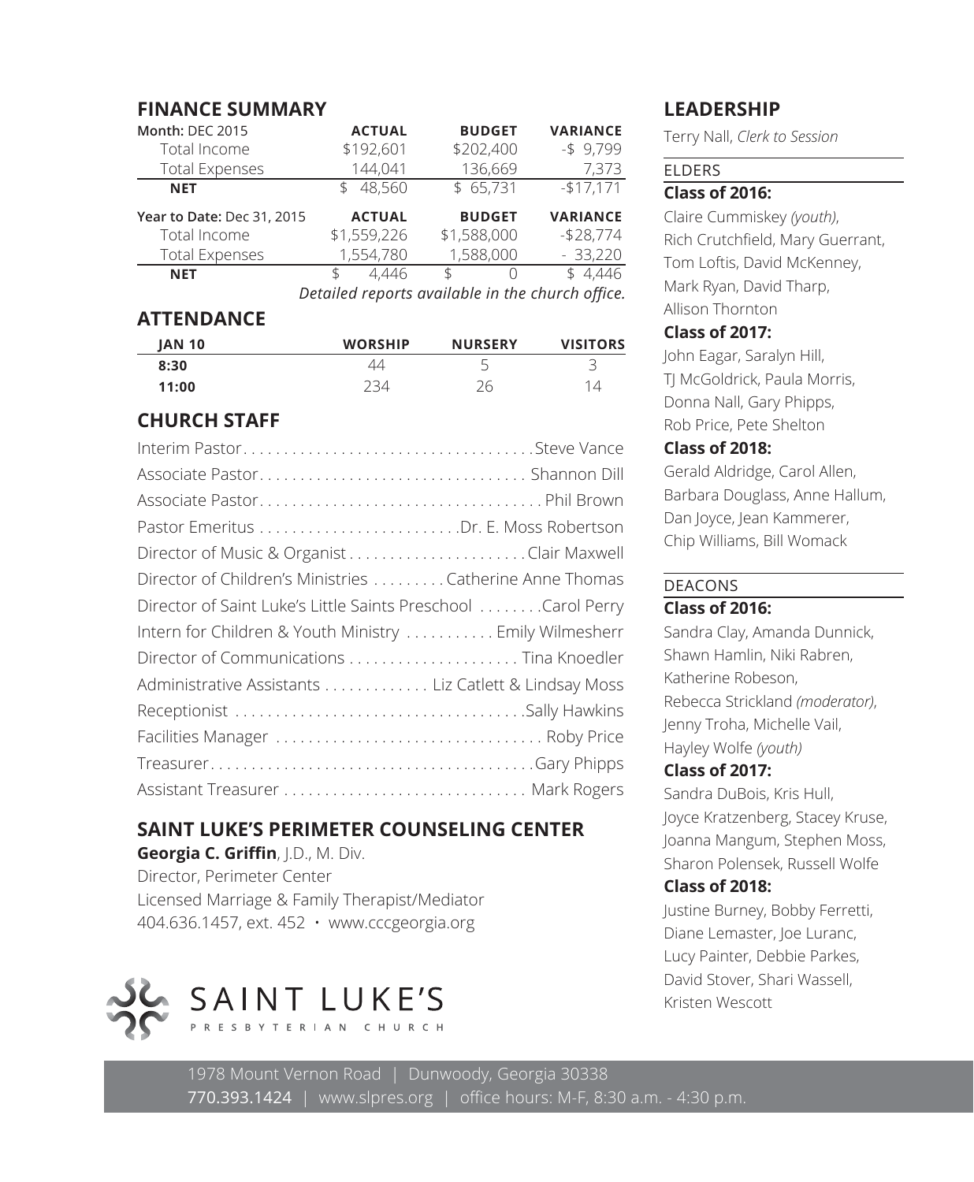## FINANCE SUMMARY

| Month: DEC 2015 | ACTUAL | BUDGET | VARIANCE |
|---|---|---|---|
| Total Income | $192,601 | $202,400 | -$ 9,799 |
| Total Expenses | 144,041 | 136,669 | 7,373 |
| **NET** | $ 48,560 | $ 65,731 | -$17,171 |

| Year to Date: Dec 31, 2015 | ACTUAL | BUDGET | VARIANCE |
|---|---|---|---|
| Total Income | $1,559,226 | $1,588,000 | -$28,774 |
| Total Expenses | 1,554,780 | 1,588,000 | - 33,220 |
| **NET** | $ 4,446 | $ 0 | $ 4,446 |

*Detailed reports available in the church office.*

## ATTENDANCE

| JAN 10 | WORSHIP | NURSERY | VISITORS |
|---|---|---|---|
| **8:30** | 44 | 5 | 3 |
| **11:00** | 234 | 26 | 14 |

## CHURCH STAFF

Interim Pastor.................................... Steve Vance
Associate Pastor.................................... Shannon Dill
Associate Pastor.................................... Phil Brown
Pastor Emeritus ......................... Dr. E. Moss Robertson
Director of Music & Organist ...................... Clair Maxwell
Director of Children's Ministries ......... Catherine Anne Thomas
Director of Saint Luke's Little Saints Preschool ........ Carol Perry
Intern for Children & Youth Ministry ........... Emily Wilmesherr
Director of Communications ..................... Tina Knoedler
Administrative Assistants ............. Liz Catlett & Lindsay Moss
Receptionist .................................... Sally Hawkins
Facilities Manager ................................. Roby Price
Treasurer........................................ Gary Phipps
Assistant Treasurer .............................. Mark Rogers

## SAINT LUKE'S PERIMETER COUNSELING CENTER

**Georgia C. Griffin**, J.D., M. Div.
Director, Perimeter Center
Licensed Marriage & Family Therapist/Mediator
404.636.1457, ext. 452 • www.cccgeorgia.org

SAINT LUKE'S
PRESBYTERIAN CHURCH

## LEADERSHIP

Terry Nall, *Clerk to Session*

ELDERS

**Class of 2016:**
Claire Cummiskey *(youth)*, Rich Crutchfield, Mary Guerrant, Tom Loftis, David McKenney, Mark Ryan, David Tharp, Allison Thornton

**Class of 2017:**
John Eagar, Saralyn Hill, TJ McGoldrick, Paula Morris, Donna Nall, Gary Phipps, Rob Price, Pete Shelton

**Class of 2018:**
Gerald Aldridge, Carol Allen, Barbara Douglass, Anne Hallum, Dan Joyce, Jean Kammerer, Chip Williams, Bill Womack

DEACONS

**Class of 2016:**
Sandra Clay, Amanda Dunnick, Shawn Hamlin, Niki Rabren, Katherine Robeson, Rebecca Strickland *(moderator)*, Jenny Troha, Michelle Vail, Hayley Wolfe *(youth)*

**Class of 2017:**
Sandra DuBois, Kris Hull, Joyce Kratzenberg, Stacey Kruse, Joanna Mangum, Stephen Moss, Sharon Polensek, Russell Wolfe

**Class of 2018:**
Justine Burney, Bobby Ferretti, Diane Lemaster, Joe Luranc, Lucy Painter, Debbie Parkes, David Stover, Shari Wassell, Kristen Wescott

1978 Mount Vernon Road | Dunwoody, Georgia 30338
770.393.1424 | www.slpres.org | office hours: M-F, 8:30 a.m. - 4:30 p.m.